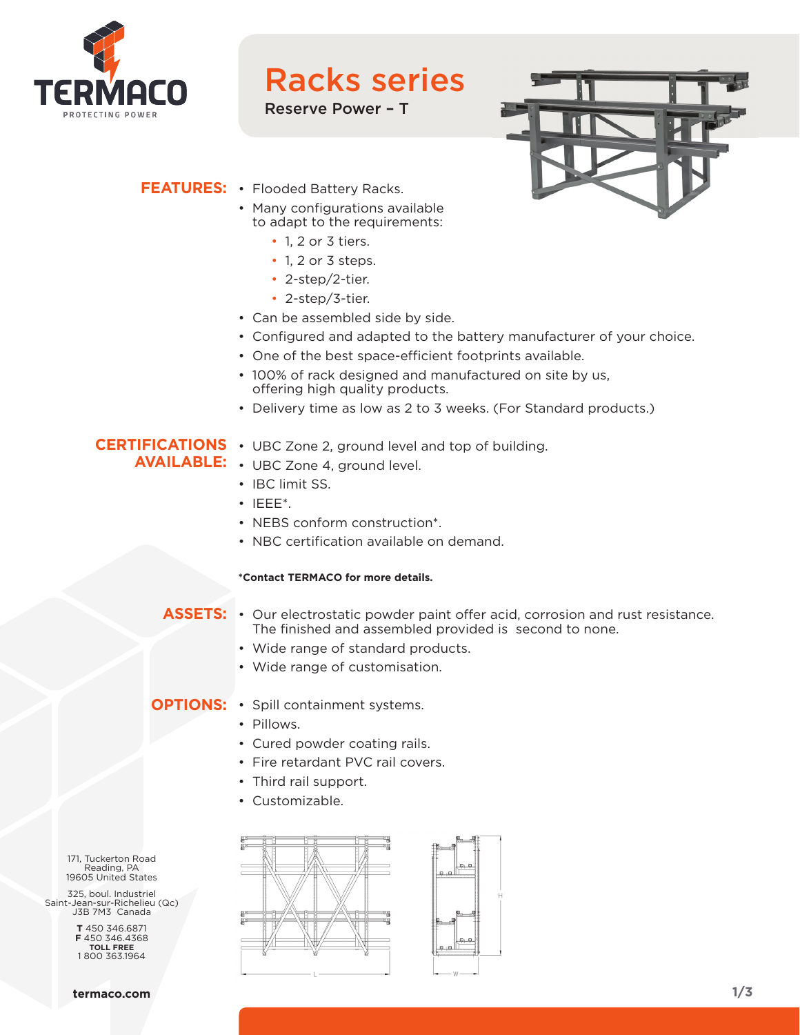TERMACO
PROTECTING POWER

# Racks series

## Reserve Power – T

**FEATURES:**

- Flooded Battery Racks.
- Many configurations available to adapt to the requirements:
  - 1, 2 or 3 tiers.
  - 1, 2 or 3 steps.
  - 2-step/2-tier.
  - 2-step/3-tier.
- Can be assembled side by side.
- Configured and adapted to the battery manufacturer of your choice.
- One of the best space-efficient footprints available.
- 100% of rack designed and manufactured on site by us, offering high quality products.
- Delivery time as low as 2 to 3 weeks. (For Standard products.)

**CERTIFICATIONS AVAILABLE:**

- UBC Zone 2, ground level and top of building.
- UBC Zone 4, ground level.
- IBC limit SS.
- IEEE*.
- NEBS conform construction*.
- NBC certification available on demand.

**\*Contact TERMACO for more details.**

**ASSETS:**

- Our electrostatic powder paint offer acid, corrosion and rust resistance. The finished and assembled provided is second to none.
- Wide range of standard products.
- Wide range of customisation.

**OPTIONS:**

- Spill containment systems.
- Pillows.
- Cured powder coating rails.
- Fire retardant PVC rail covers.
- Third rail support.
- Customizable.

171, Tuckerton Road
Reading, PA
19605 United States

325, boul. Industriel
Saint-Jean-sur-Richelieu (Qc)
J3B 7M3 Canada

**T** 450 346.6871
**F** 450 346.4368
**TOLL FREE**
1 800 363.1964

**termaco.com**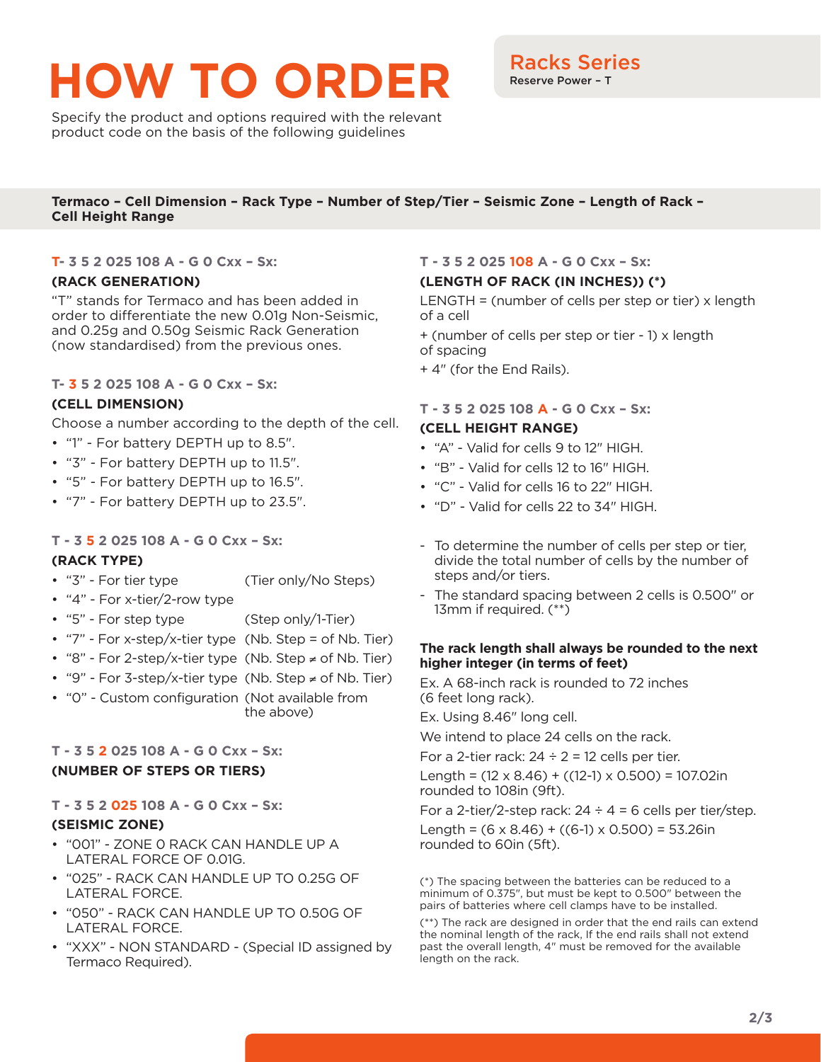# HOW TO ORDER

**Racks Series**
Reserve Power – T

Specify the product and options required with the relevant product code on the basis of the following guidelines

**Termaco – Cell Dimension – Rack Type – Number of Step/Tier – Seismic Zone – Length of Rack – Cell Height Range**

**T- 3 5 2 025 108 A - G 0 Cxx – Sx:**

**(RACK GENERATION)**

"T" stands for Termaco and has been added in order to differentiate the new 0.01g Non-Seismic, and 0.25g and 0.50g Seismic Rack Generation (now standardised) from the previous ones.

**T- 3 5 2 025 108 A - G 0 Cxx – Sx:**

**(CELL DIMENSION)**

Choose a number according to the depth of the cell.

- "1" - For battery DEPTH up to 8.5".
- "3" - For battery DEPTH up to 11.5".
- "5" - For battery DEPTH up to 16.5".
- "7" - For battery DEPTH up to 23.5".

**T - 3 5 2 025 108 A - G 0 Cxx – Sx:**

**(RACK TYPE)**

- "3" - For tier type (Tier only/No Steps)
- "4" - For x-tier/2-row type
- "5" - For step type (Step only/1-Tier)
- "7" - For x-step/x-tier type (Nb. Step = of Nb. Tier)
- "8" - For 2-step/x-tier type (Nb. Step ≠ of Nb. Tier)
- "9" - For 3-step/x-tier type (Nb. Step ≠ of Nb. Tier)
- "0" - Custom configuration (Not available from the above)

**T - 3 5 2 025 108 A - G 0 Cxx – Sx:**

**(NUMBER OF STEPS OR TIERS)**

**T - 3 5 2 025 108 A - G 0 Cxx – Sx:**

**(SEISMIC ZONE)**

- "001" - ZONE 0 RACK CAN HANDLE UP A LATERAL FORCE OF 0.01G.
- "025" - RACK CAN HANDLE UP TO 0.25G OF LATERAL FORCE.
- "050" - RACK CAN HANDLE UP TO 0.50G OF LATERAL FORCE.
- "XXX" - NON STANDARD - (Special ID assigned by Termaco Required).

**T - 3 5 2 025 108 A - G 0 Cxx – Sx:**

**(LENGTH OF RACK (IN INCHES)) (*)**

LENGTH = (number of cells per step or tier) x length of a cell

+ (number of cells per step or tier - 1) x length of spacing

+ 4" (for the End Rails).

**T - 3 5 2 025 108 A - G 0 Cxx – Sx:**

**(CELL HEIGHT RANGE)**

- "A" - Valid for cells 9 to 12" HIGH.
- "B" - Valid for cells 12 to 16" HIGH.
- "C" - Valid for cells 16 to 22" HIGH.
- "D" - Valid for cells 22 to 34" HIGH.

- To determine the number of cells per step or tier, divide the total number of cells by the number of steps and/or tiers.
- The standard spacing between 2 cells is 0.500" or 13mm if required. (**)

**The rack length shall always be rounded to the next higher integer (in terms of feet)**

Ex. A 68-inch rack is rounded to 72 inches (6 feet long rack).

Ex. Using 8.46" long cell.

We intend to place 24 cells on the rack.

For a 2-tier rack: 24 ÷ 2 = 12 cells per tier.

Length = (12 x 8.46) + ((12-1) x 0.500) = 107.02in rounded to 108in (9ft).

For a 2-tier/2-step rack: 24 ÷ 4 = 6 cells per tier/step.

Length = (6 x 8.46) + ((6-1) x 0.500) = 53.26in rounded to 60in (5ft).

(*) The spacing between the batteries can be reduced to a minimum of 0.375", but must be kept to 0.500" between the pairs of batteries where cell clamps have to be installed.

(**) The rack are designed in order that the end rails can extend the nominal length of the rack, If the end rails shall not extend past the overall length, 4" must be removed for the available length on the rack.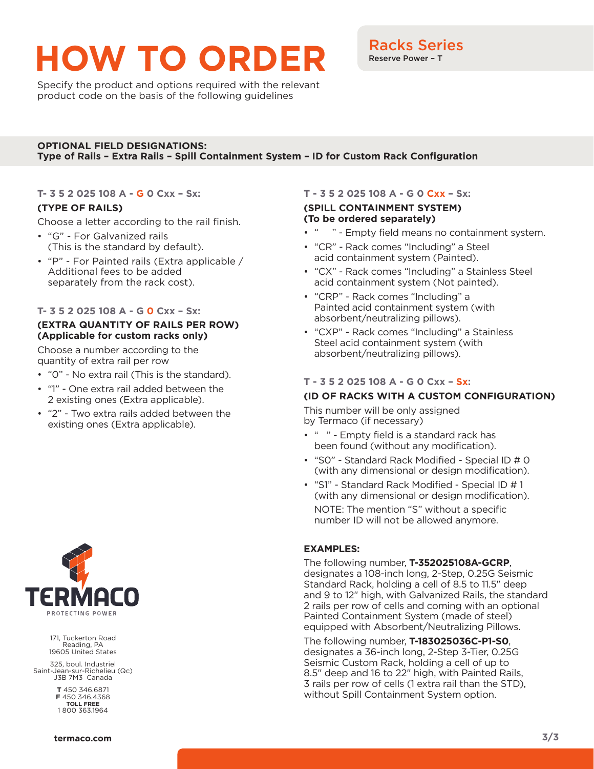# HOW TO ORDER

**Racks Series**
Reserve Power – T

Specify the product and options required with the relevant product code on the basis of the following guidelines

**OPTIONAL FIELD DESIGNATIONS:**
**Type of Rails – Extra Rails – Spill Containment System – ID for Custom Rack Configuration**

**T- 3 5 2 025 108 A - G 0 Cxx – Sx:**

**(TYPE OF RAILS)**

Choose a letter according to the rail finish.

- "G" - For Galvanized rails (This is the standard by default).
- "P" - For Painted rails (Extra applicable / Additional fees to be added separately from the rack cost).

**T- 3 5 2 025 108 A - G 0 Cxx – Sx:**

**(EXTRA QUANTITY OF RAILS PER ROW)**
**(Applicable for custom racks only)**

Choose a number according to the quantity of extra rail per row

- "0" - No extra rail (This is the standard).
- "1" - One extra rail added between the 2 existing ones (Extra applicable).
- "2" - Two extra rails added between the existing ones (Extra applicable).

**T - 3 5 2 025 108 A - G 0 Cxx – Sx:**

**(SPILL CONTAINMENT SYSTEM)**
**(To be ordered separately)**

- " " - Empty field means no containment system.
- "CR" - Rack comes "Including" a Steel acid containment system (Painted).
- "CX" - Rack comes "Including" a Stainless Steel acid containment system (Not painted).
- "CRP" - Rack comes "Including" a Painted acid containment system (with absorbent/neutralizing pillows).
- "CXP" - Rack comes "Including" a Stainless Steel acid containment system (with absorbent/neutralizing pillows).

**T - 3 5 2 025 108 A - G 0 Cxx – Sx:**

**(ID OF RACKS WITH A CUSTOM CONFIGURATION)**

This number will be only assigned by Termaco (if necessary)

- " " - Empty field is a standard rack has been found (without any modification).
- "S0" - Standard Rack Modified - Special ID # 0 (with any dimensional or design modification).
- "S1" - Standard Rack Modified - Special ID # 1 (with any dimensional or design modification).

  NOTE: The mention "S" without a specific number ID will not be allowed anymore.

**EXAMPLES:**

The following number, **T-352025108A-GCRP**, designates a 108-inch long, 2-Step, 0.25G Seismic Standard Rack, holding a cell of 8.5 to 11.5" deep and 9 to 12" high, with Galvanized Rails, the standard 2 rails per row of cells and coming with an optional Painted Containment System (made of steel) equipped with Absorbent/Neutralizing Pillows.

The following number, **T-183025036C-P1-S0**, designates a 36-inch long, 2-Step 3-Tier, 0.25G Seismic Custom Rack, holding a cell of up to 8.5" deep and 16 to 22" high, with Painted Rails, 3 rails per row of cells (1 extra rail than the STD), without Spill Containment System option.

TERMACO
PROTECTING POWER

171, Tuckerton Road
Reading, PA
19605 United States

325, boul. Industriel
Saint-Jean-sur-Richelieu (Qc)
J3B 7M3 Canada

**T** 450 346.6871
**F** 450 346.4368
**TOLL FREE**
1 800 363.1964

**termaco.com**